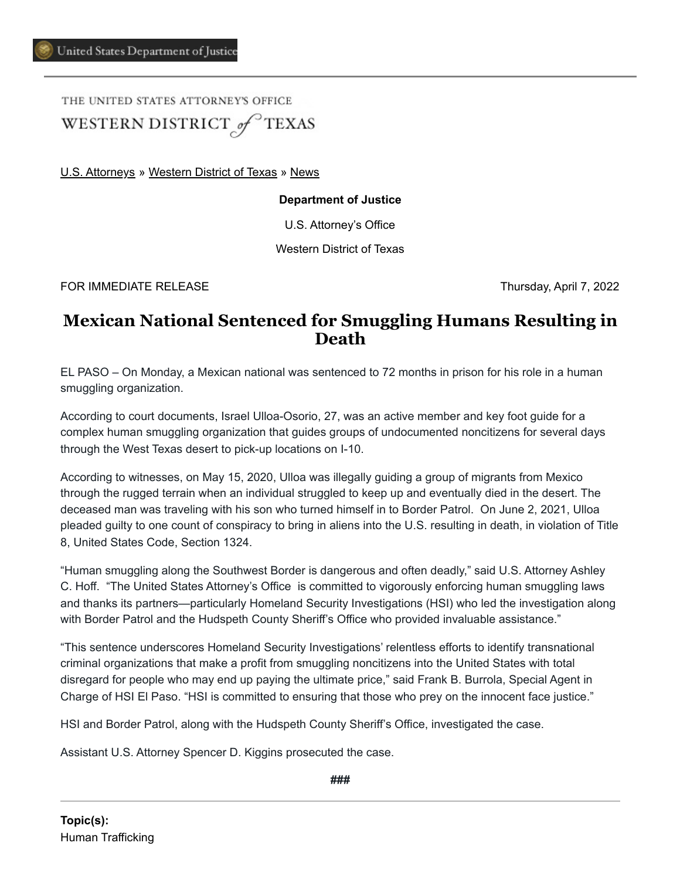United States Department of Justice

THE UNITED STATES ATTORNEY'S OFFICE

WESTERN DISTRICT of TEXAS

U.S. Attorneys » Western District of Texas » News

**Department of Justice**

U.S. Attorney's Office

Western District of Texas

FOR IMMEDIATE RELEASE Thursday, April 7, 2022

# Mexican National Sentenced for Smuggling Humans Resulting in Death

EL PASO – On Monday, a Mexican national was sentenced to 72 months in prison for his role in a human smuggling organization.

According to court documents, Israel Ulloa-Osorio, 27, was an active member and key foot guide for a complex human smuggling organization that guides groups of undocumented noncitizens for several days through the West Texas desert to pick-up locations on I-10.

According to witnesses, on May 15, 2020, Ulloa was illegally guiding a group of migrants from Mexico through the rugged terrain when an individual struggled to keep up and eventually died in the desert. The deceased man was traveling with his son who turned himself in to Border Patrol. On June 2, 2021, Ulloa pleaded guilty to one count of conspiracy to bring in aliens into the U.S. resulting in death, in violation of Title 8, United States Code, Section 1324.

"Human smuggling along the Southwest Border is dangerous and often deadly," said U.S. Attorney Ashley C. Hoff. "The United States Attorney's Office is committed to vigorously enforcing human smuggling laws and thanks its partners—particularly Homeland Security Investigations (HSI) who led the investigation along with Border Patrol and the Hudspeth County Sheriff's Office who provided invaluable assistance."

"This sentence underscores Homeland Security Investigations' relentless efforts to identify transnational criminal organizations that make a profit from smuggling noncitizens into the United States with total disregard for people who may end up paying the ultimate price," said Frank B. Burrola, Special Agent in Charge of HSI El Paso. "HSI is committed to ensuring that those who prey on the innocent face justice."

HSI and Border Patrol, along with the Hudspeth County Sheriff's Office, investigated the case.

Assistant U.S. Attorney Spencer D. Kiggins prosecuted the case.

###

---

**Topic(s):**

Human Trafficking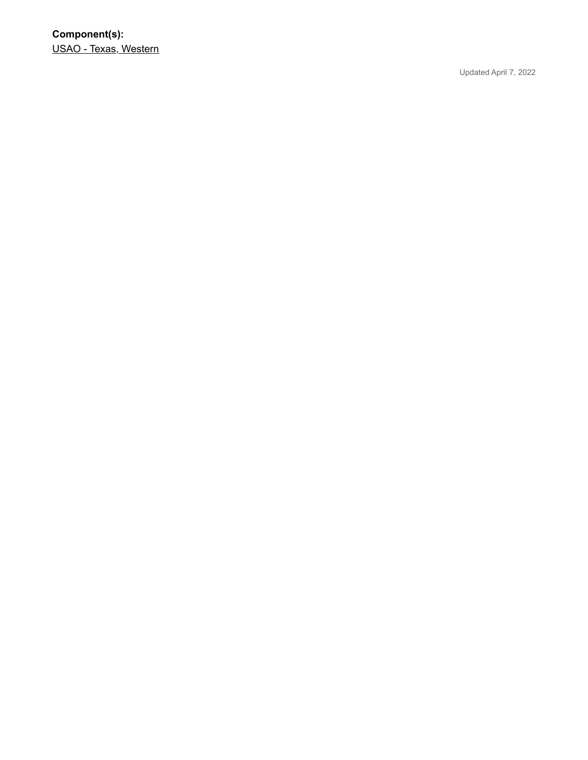**Component(s):**

USAO - Texas, Western

Updated April 7, 2022